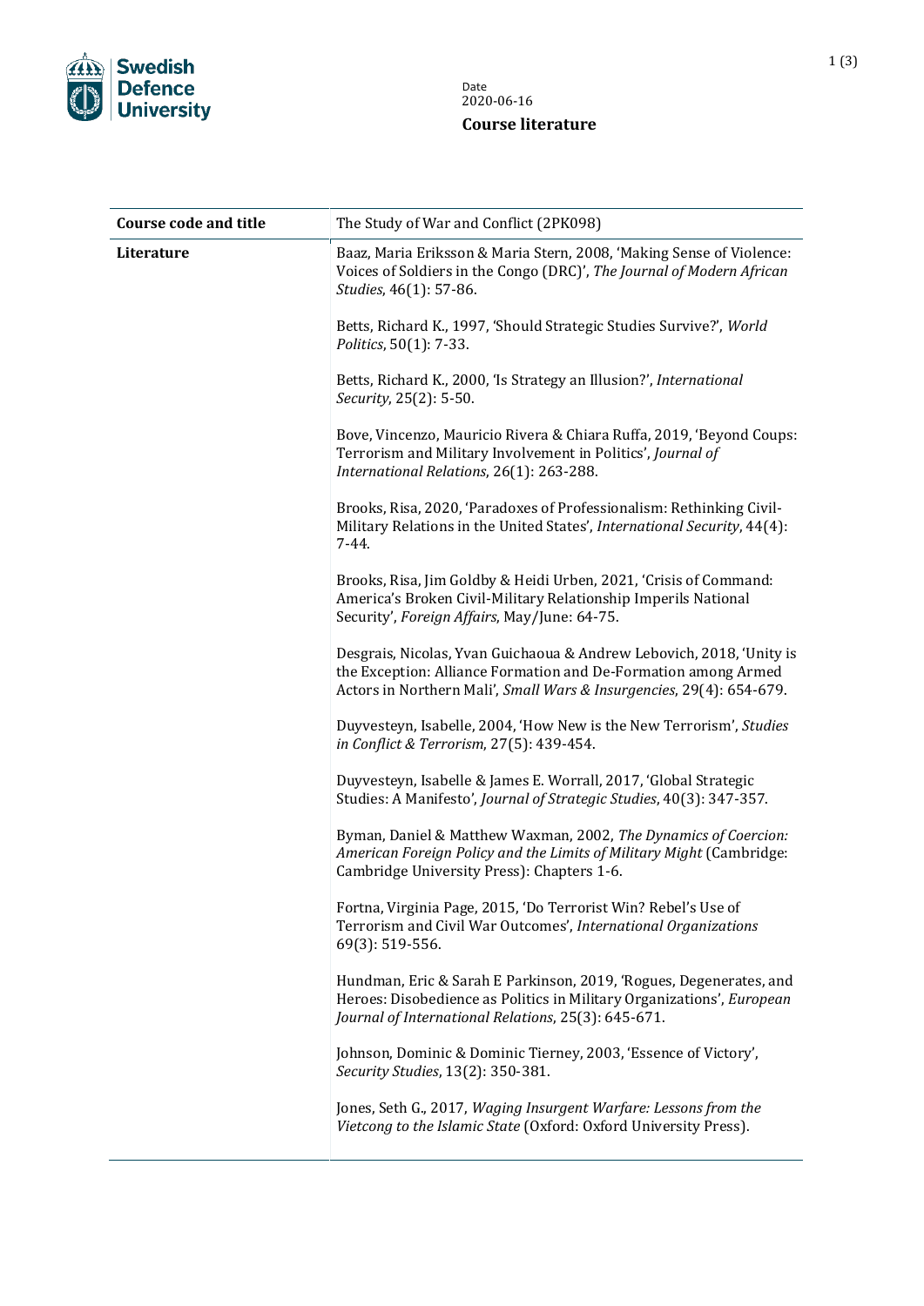Swedish Defence University

Date
2020-06-16

**Course literature**

| **Course code and title** | The Study of War and Conflict (2PK098) |
|---|---|
| **Literature** | Baaz, Maria Eriksson & Maria Stern, 2008, 'Making Sense of Violence: Voices of Soldiers in the Congo (DRC)', *The Journal of Modern African Studies*, 46(1): 57-86.<br><br>Betts, Richard K., 1997, 'Should Strategic Studies Survive?', *World Politics*, 50(1): 7-33.<br><br>Betts, Richard K., 2000, 'Is Strategy an Illusion?', *International Security*, 25(2): 5-50.<br><br>Bove, Vincenzo, Mauricio Rivera & Chiara Ruffa, 2019, 'Beyond Coups: Terrorism and Military Involvement in Politics', *Journal of International Relations*, 26(1): 263-288.<br><br>Brooks, Risa, 2020, 'Paradoxes of Professionalism: Rethinking Civil-Military Relations in the United States', *International Security*, 44(4): 7-44.<br><br>Brooks, Risa, Jim Goldby & Heidi Urben, 2021, 'Crisis of Command: America's Broken Civil-Military Relationship Imperils National Security', *Foreign Affairs*, May/June: 64-75.<br><br>Desgrais, Nicolas, Yvan Guichaoua & Andrew Lebovich, 2018, 'Unity is the Exception: Alliance Formation and De-Formation among Armed Actors in Northern Mali', *Small Wars & Insurgencies*, 29(4): 654-679.<br><br>Duyvesteyn, Isabelle, 2004, 'How New is the New Terrorism', *Studies in Conflict & Terrorism*, 27(5): 439-454.<br><br>Duyvesteyn, Isabelle & James E. Worrall, 2017, 'Global Strategic Studies: A Manifesto', *Journal of Strategic Studies*, 40(3): 347-357.<br><br>Byman, Daniel & Matthew Waxman, 2002, *The Dynamics of Coercion: American Foreign Policy and the Limits of Military Might* (Cambridge: Cambridge University Press): Chapters 1-6.<br><br>Fortna, Virginia Page, 2015, 'Do Terrorist Win? Rebel's Use of Terrorism and Civil War Outcomes', *International Organizations* 69(3): 519-556.<br><br>Hundman, Eric & Sarah E Parkinson, 2019, 'Rogues, Degenerates, and Heroes: Disobedience as Politics in Military Organizations', *European Journal of International Relations*, 25(3): 645-671.<br><br>Johnson, Dominic & Dominic Tierney, 2003, 'Essence of Victory', *Security Studies*, 13(2): 350-381.<br><br>Jones, Seth G., 2017, *Waging Insurgent Warfare: Lessons from the Vietcong to the Islamic State* (Oxford: Oxford University Press). |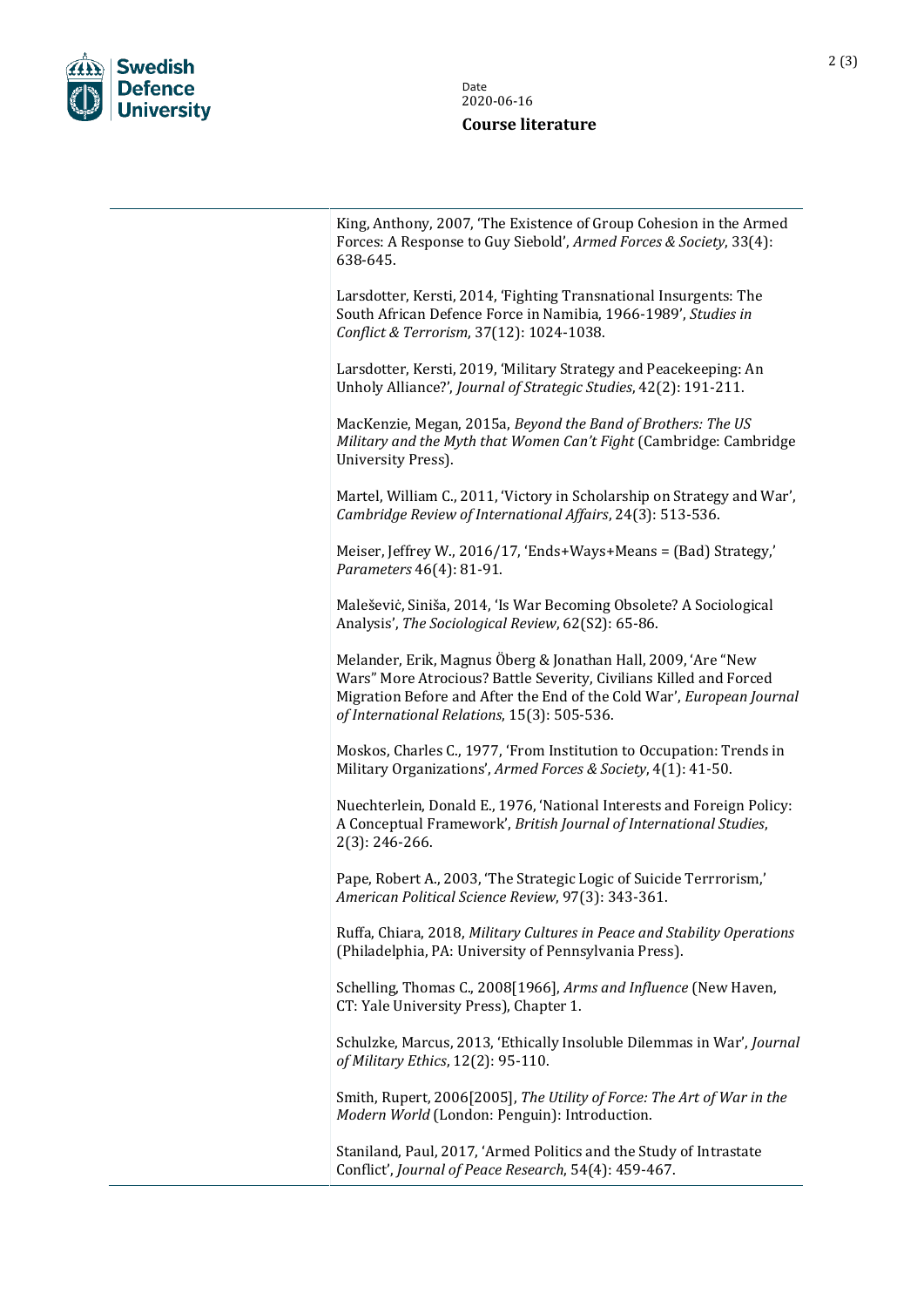King, Anthony, 2007, 'The Existence of Group Cohesion in the Armed Forces: A Response to Guy Siebold', *Armed Forces & Society*, 33(4): 638-645.

Larsdotter, Kersti, 2014, 'Fighting Transnational Insurgents: The South African Defence Force in Namibia, 1966-1989', *Studies in Conflict & Terrorism*, 37(12): 1024-1038.

Larsdotter, Kersti, 2019, 'Military Strategy and Peacekeeping: An Unholy Alliance?', *Journal of Strategic Studies*, 42(2): 191-211.

MacKenzie, Megan, 2015a, *Beyond the Band of Brothers: The US Military and the Myth that Women Can't Fight* (Cambridge: Cambridge University Press).

Martel, William C., 2011, 'Victory in Scholarship on Strategy and War', *Cambridge Review of International Affairs*, 24(3): 513-536.

Meiser, Jeffrey W., 2016/17, 'Ends+Ways+Means = (Bad) Strategy,' *Parameters* 46(4): 81-91.

Maleševiċ, Siniša, 2014, 'Is War Becoming Obsolete? A Sociological Analysis', *The Sociological Review*, 62(S2): 65-86.

Melander, Erik, Magnus Öberg & Jonathan Hall, 2009, 'Are "New Wars" More Atrocious? Battle Severity, Civilians Killed and Forced Migration Before and After the End of the Cold War', *European Journal of International Relations*, 15(3): 505-536.

Moskos, Charles C., 1977, 'From Institution to Occupation: Trends in Military Organizations', *Armed Forces & Society*, 4(1): 41-50.

Nuechterlein, Donald E., 1976, 'National Interests and Foreign Policy: A Conceptual Framework', *British Journal of International Studies*, 2(3): 246-266.

Pape, Robert A., 2003, 'The Strategic Logic of Suicide Terrrorism,' *American Political Science Review*, 97(3): 343-361.

Ruffa, Chiara, 2018, *Military Cultures in Peace and Stability Operations* (Philadelphia, PA: University of Pennsylvania Press).

Schelling, Thomas C., 2008[1966], *Arms and Influence* (New Haven, CT: Yale University Press), Chapter 1.

Schulzke, Marcus, 2013, 'Ethically Insoluble Dilemmas in War', *Journal of Military Ethics*, 12(2): 95-110.

Smith, Rupert, 2006[2005], *The Utility of Force: The Art of War in the Modern World* (London: Penguin): Introduction.

Staniland, Paul, 2017, 'Armed Politics and the Study of Intrastate Conflict', *Journal of Peace Research*, 54(4): 459-467.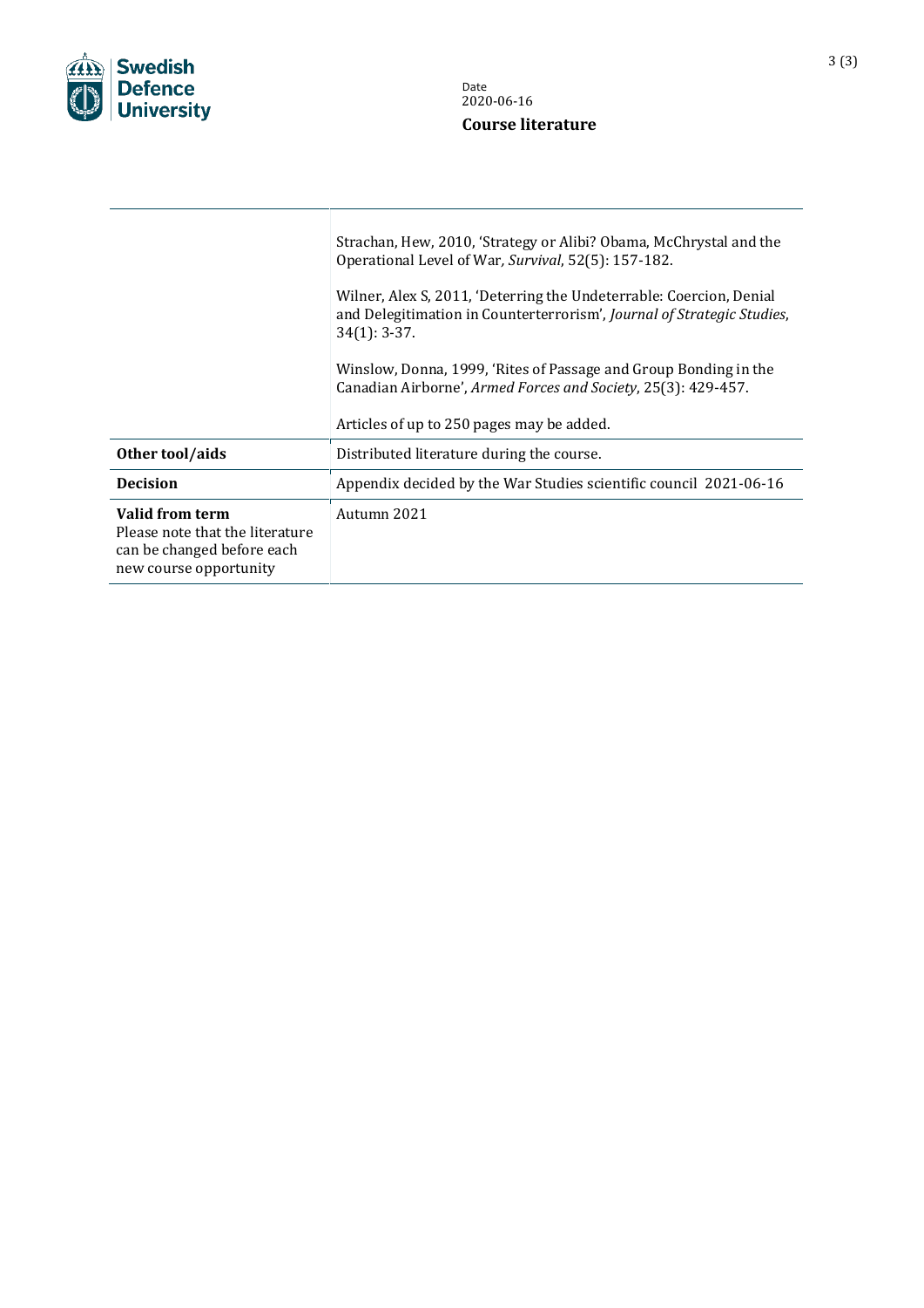| | |
|---|---|
| | Strachan, Hew, 2010, 'Strategy or Alibi? Obama, McChrystal and the Operational Level of War, *Survival*, 52(5): 157-182.<br><br>Wilner, Alex S, 2011, 'Deterring the Undeterrable: Coercion, Denial and Delegitimation in Counterterrorism', *Journal of Strategic Studies*, 34(1): 3-37.<br><br>Winslow, Donna, 1999, 'Rites of Passage and Group Bonding in the Canadian Airborne', *Armed Forces and Society*, 25(3): 429-457.<br><br>Articles of up to 250 pages may be added. |
| **Other tool/aids** | Distributed literature during the course. |
| **Decision** | Appendix decided by the War Studies scientific council 2021-06-16 |
| **Valid from term**<br>Please note that the literature can be changed before each new course opportunity | Autumn 2021 |